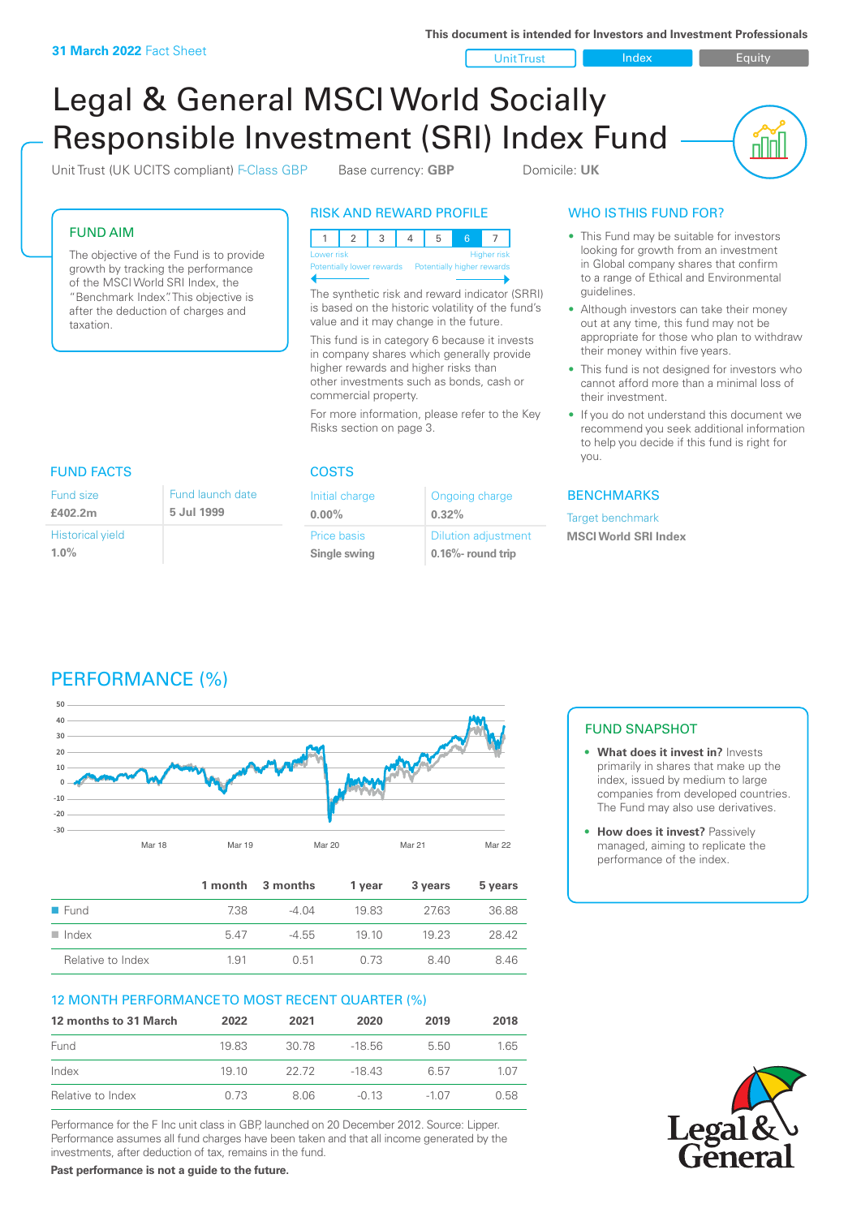**31 March 2022** Fact Sheet

This document is intended for Investors and Investment Professionals

Unit Trust | Index | Equity

# Legal & General MSCI World Socially Responsible Investment (SRI) Index Fund

Unit Trust (UK UCITS compliant) F-Class GBP    Base currency: **GBP**    Domicile: **UK**

## FUND AIM

The objective of the Fund is to provide growth by tracking the performance of the MSCI World SRI Index, the "Benchmark Index". This objective is after the deduction of charges and taxation.

## RISK AND REWARD PROFILE

| 1 | 2 | 3 | 4 | 5 | 6 | 7 |
|---|---|---|---|---|---|---|

Lower risk — Higher risk
Potentially lower rewards — Potentially higher rewards

The synthetic risk and reward indicator (SRRI) is based on the historic volatility of the fund's value and it may change in the future.

This fund is in category 6 because it invests in company shares which generally provide higher rewards and higher risks than other investments such as bonds, cash or commercial property.

For more information, please refer to the Key Risks section on page 3.

## WHO IS THIS FUND FOR?

- This Fund may be suitable for investors looking for growth from an investment in Global company shares that confirm to a range of Ethical and Environmental guidelines.
- Although investors can take their money out at any time, this fund may not be appropriate for those who plan to withdraw their money within five years.
- This fund is not designed for investors who cannot afford more than a minimal loss of their investment.
- If you do not understand this document we recommend you seek additional information to help you decide if this fund is right for you.

## FUND FACTS

| Fund size | Fund launch date |
|---|---|
| **£402.2m** | **5 Jul 1999** |
| Historical yield | |
| **1.0%** | |

## COSTS

| Initial charge | Ongoing charge |
|---|---|
| **0.00%** | **0.32%** |
| Price basis | Dilution adjustment |
| **Single swing** | **0.16%- round trip** |

## BENCHMARKS

Target benchmark

**MSCI World SRI Index**

## PERFORMANCE (%)

| | 1 month | 3 months | 1 year | 3 years | 5 years |
|---|---|---|---|---|---|
| Fund | 7.38 | -4.04 | 19.83 | 27.63 | 36.88 |
| Index | 5.47 | -4.55 | 19.10 | 19.23 | 28.42 |
| Relative to Index | 1.91 | 0.51 | 0.73 | 8.40 | 8.46 |

## FUND SNAPSHOT

- **What does it invest in?** Invests primarily in shares that make up the index, issued by medium to large companies from developed countries. The Fund may also use derivatives.
- **How does it invest?** Passively managed, aiming to replicate the performance of the index.

## 12 MONTH PERFORMANCE TO MOST RECENT QUARTER (%)

| 12 months to 31 March | 2022 | 2021 | 2020 | 2019 | 2018 |
|---|---|---|---|---|---|
| Fund | 19.83 | 30.78 | -18.56 | 5.50 | 1.65 |
| Index | 19.10 | 22.72 | -18.43 | 6.57 | 1.07 |
| Relative to Index | 0.73 | 8.06 | -0.13 | -1.07 | 0.58 |

Performance for the F Inc unit class in GBP, launched on 20 December 2012. Source: Lipper. Performance assumes all fund charges have been taken and that all income generated by the investments, after deduction of tax, remains in the fund.

**Past performance is not a guide to the future.**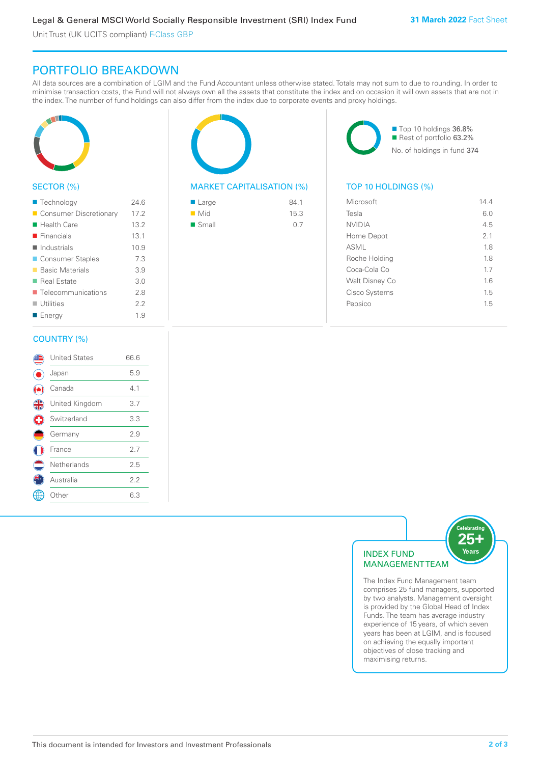## PORTFOLIO BREAKDOWN

All data sources are a combination of LGIM and the Fund Accountant unless otherwise stated. Totals may not sum to due to rounding. In order to minimise transaction costs, the Fund will not always own all the assets that constitute the index and on occasion it will own assets that are not in the index. The number of fund holdings can also differ from the index due to corporate events and proxy holdings.

### SECTOR (%)

| Sector | % |
|---|---|
| Technology | 24.6 |
| Consumer Discretionary | 17.2 |
| Health Care | 13.2 |
| Financials | 13.1 |
| Industrials | 10.9 |
| Consumer Staples | 7.3 |
| Basic Materials | 3.9 |
| Real Estate | 3.0 |
| Telecommunications | 2.8 |
| Utilities | 2.2 |
| Energy | 1.9 |

### MARKET CAPITALISATION (%)

| Market Cap | % |
|---|---|
| Large | 84.1 |
| Mid | 15.3 |
| Small | 0.7 |

- Top 10 holdings 36.8%
- Rest of portfolio 63.2%

No. of holdings in fund 374

### TOP 10 HOLDINGS (%)

| Holding | % |
|---|---|
| Microsoft | 14.4 |
| Tesla | 6.0 |
| NVIDIA | 4.5 |
| Home Depot | 2.1 |
| ASML | 1.8 |
| Roche Holding | 1.8 |
| Coca-Cola Co | 1.7 |
| Walt Disney Co | 1.6 |
| Cisco Systems | 1.5 |
| Pepsico | 1.5 |

### COUNTRY (%)

| Country | % |
|---|---|
| United States | 66.6 |
| Japan | 5.9 |
| Canada | 4.1 |
| United Kingdom | 3.7 |
| Switzerland | 3.3 |
| Germany | 2.9 |
| France | 2.7 |
| Netherlands | 2.5 |
| Australia | 2.2 |
| Other | 6.3 |

### INDEX FUND MANAGEMENT TEAM

Celebrating 25+ Years

The Index Fund Management team comprises 25 fund managers, supported by two analysts. Management oversight is provided by the Global Head of Index Funds. The team has average industry experience of 15 years, of which seven years has been at LGIM, and is focused on achieving the equally important objectives of close tracking and maximising returns.

This document is intended for Investors and Investment Professionals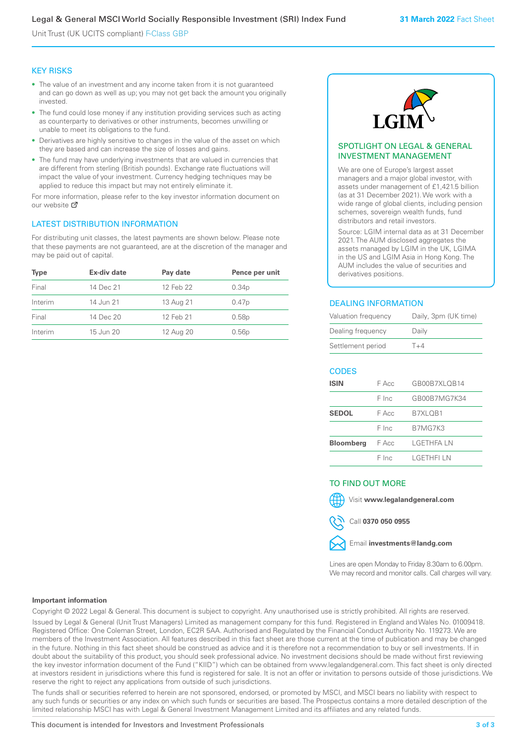## KEY RISKS

- The value of an investment and any income taken from it is not guaranteed and can go down as well as up; you may not get back the amount you originally invested.
- The fund could lose money if any institution providing services such as acting as counterparty to derivatives or other instruments, becomes unwilling or unable to meet its obligations to the fund.
- Derivatives are highly sensitive to changes in the value of the asset on which they are based and can increase the size of losses and gains.
- The fund may have underlying investments that are valued in currencies that are different from sterling (British pounds). Exchange rate fluctuations will impact the value of your investment. Currency hedging techniques may be applied to reduce this impact but may not entirely eliminate it.

For more information, please refer to the key investor information document on our website

## LATEST DISTRIBUTION INFORMATION

For distributing unit classes, the latest payments are shown below. Please note that these payments are not guaranteed, are at the discretion of the manager and may be paid out of capital.

| Type | Ex-div date | Pay date | Pence per unit |
|---|---|---|---|
| Final | 14 Dec 21 | 12 Feb 22 | 0.34p |
| Interim | 14 Jun 21 | 13 Aug 21 | 0.47p |
| Final | 14 Dec 20 | 12 Feb 21 | 0.58p |
| Interim | 15 Jun 20 | 12 Aug 20 | 0.56p |

LGIM

## SPOTLIGHT ON LEGAL & GENERAL INVESTMENT MANAGEMENT

We are one of Europe's largest asset managers and a major global investor, with assets under management of £1,421.5 billion (as at 31 December 2021). We work with a wide range of global clients, including pension schemes, sovereign wealth funds, fund distributors and retail investors.

Source: LGIM internal data as at 31 December 2021. The AUM disclosed aggregates the assets managed by LGIM in the UK, LGIMA in the US and LGIM Asia in Hong Kong. The AUM includes the value of securities and derivatives positions.

## DEALING INFORMATION

| | |
|---|---|
| Valuation frequency | Daily, 3pm (UK time) |
| Dealing frequency | Daily |
| Settlement period | T+4 |

## CODES

| | | |
|---|---|---|
| **ISIN** | F Acc | GB00B7XLQB14 |
| | F Inc | GB00B7MG7K34 |
| **SEDOL** | F Acc | B7XLQB1 |
| | F Inc | B7MG7K3 |
| **Bloomberg** | F Acc | LGETHFA LN |
| | F Inc | LGETHFI LN |

## TO FIND OUT MORE

Visit **www.legalandgeneral.com**

Call **0370 050 0955**

Email **investments@landg.com**

Lines are open Monday to Friday 8.30am to 6.00pm. We may record and monitor calls. Call charges will vary.

**Important information**

Copyright © 2022 Legal & General. This document is subject to copyright. Any unauthorised use is strictly prohibited. All rights are reserved.

Issued by Legal & General (Unit Trust Managers) Limited as management company for this fund. Registered in England and Wales No. 01009418. Registered Office: One Coleman Street, London, EC2R 5AA. Authorised and Regulated by the Financial Conduct Authority No. 119273. We are members of the Investment Association. All features described in this fact sheet are those current at the time of publication and may be changed in the future. Nothing in this fact sheet should be construed as advice and it is therefore not a recommendation to buy or sell investments. If in doubt about the suitability of this product, you should seek professional advice. No investment decisions should be made without first reviewing the key investor information document of the Fund ("KIID") which can be obtained from www.legalandgeneral.com. This fact sheet is only directed at investors resident in jurisdictions where this fund is registered for sale. It is not an offer or invitation to persons outside of those jurisdictions. We reserve the right to reject any applications from outside of such jurisdictions.

The funds shall or securities referred to herein are not sponsored, endorsed, or promoted by MSCI, and MSCI bears no liability with respect to any such funds or securities or any index on which such funds or securities are based. The Prospectus contains a more detailed description of the limited relationship MSCI has with Legal & General Investment Management Limited and its affiliates and any related funds.

This document is intended for Investors and Investment Professionals